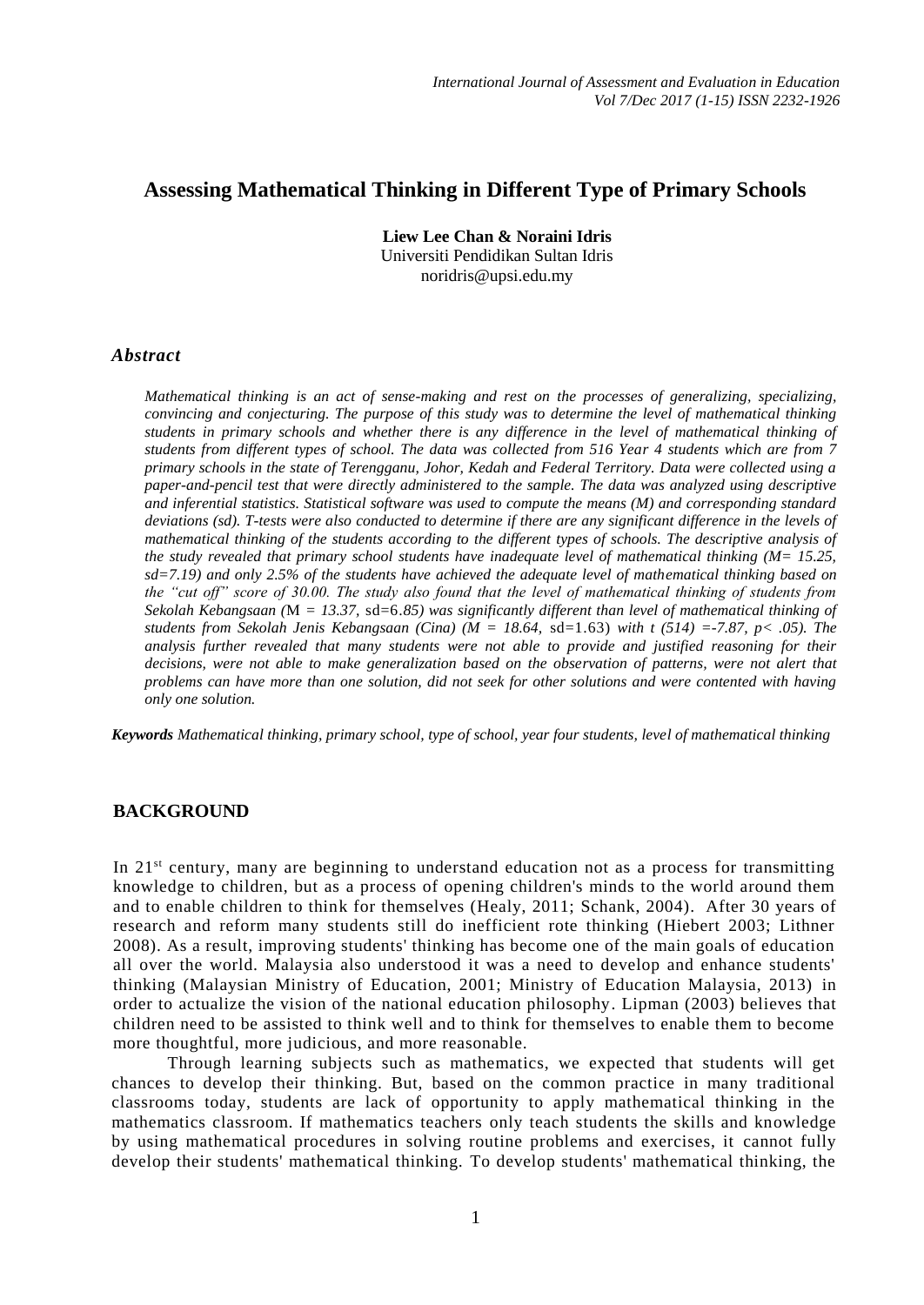# Assessing Mathematical Thinking in Different Type of Primary Schools

**Liew Lee Chan & Noraini Idris**
Universiti Pendidikan Sultan Idris
noridris@upsi.edu.my

## *Abstract*

*Mathematical thinking is an act of sense-making and rest on the processes of generalizing, specializing, convincing and conjecturing. The purpose of this study was to determine the level of mathematical thinking students in primary schools and whether there is any difference in the level of mathematical thinking of students from different types of school. The data was collected from 516 Year 4 students which are from 7 primary schools in the state of Terengganu, Johor, Kedah and Federal Territory. Data were collected using a paper-and-pencil test that were directly administered to the sample. The data was analyzed using descriptive and inferential statistics. Statistical software was used to compute the means (M) and corresponding standard deviations (sd). T-tests were also conducted to determine if there are any significant difference in the levels of mathematical thinking of the students according to the different types of schools. The descriptive analysis of the study revealed that primary school students have inadequate level of mathematical thinking (M= 15.25, sd=7.19) and only 2.5% of the students have achieved the adequate level of mathematical thinking based on the "cut off" score of 30.00. The study also found that the level of mathematical thinking of students from Sekolah Kebangsaan (*M *= 13.37,* sd=6*.85) was significantly different than level of mathematical thinking of students from Sekolah Jenis Kebangsaan (Cina) (M = 18.64,* sd=1.63) *with t (514) =-7.87, p< .05). The analysis further revealed that many students were not able to provide and justified reasoning for their decisions, were not able to make generalization based on the observation of patterns, were not alert that problems can have more than one solution, did not seek for other solutions and were contented with having only one solution.*

**Keywords** *Mathematical thinking, primary school, type of school, year four students, level of mathematical thinking*

## BACKGROUND

In 21st century, many are beginning to understand education not as a process for transmitting knowledge to children, but as a process of opening children's minds to the world around them and to enable children to think for themselves (Healy, 2011; Schank, 2004). After 30 years of research and reform many students still do inefficient rote thinking (Hiebert 2003; Lithner 2008). As a result, improving students' thinking has become one of the main goals of education all over the world. Malaysia also understood it was a need to develop and enhance students' thinking (Malaysian Ministry of Education, 2001; Ministry of Education Malaysia, 2013) in order to actualize the vision of the national education philosophy. Lipman (2003) believes that children need to be assisted to think well and to think for themselves to enable them to become more thoughtful, more judicious, and more reasonable.

Through learning subjects such as mathematics, we expected that students will get chances to develop their thinking. But, based on the common practice in many traditional classrooms today, students are lack of opportunity to apply mathematical thinking in the mathematics classroom. If mathematics teachers only teach students the skills and knowledge by using mathematical procedures in solving routine problems and exercises, it cannot fully develop their students' mathematical thinking. To develop students' mathematical thinking, the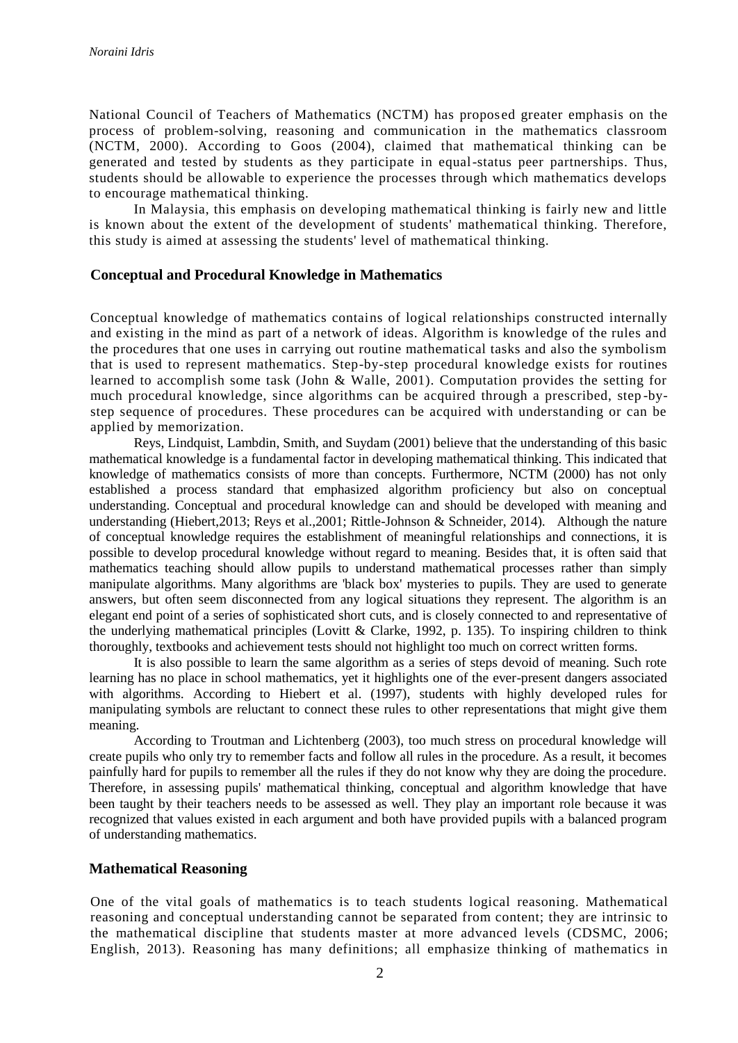National Council of Teachers of Mathematics (NCTM) has proposed greater emphasis on the process of problem-solving, reasoning and communication in the mathematics classroom (NCTM, 2000). According to Goos (2004), claimed that mathematical thinking can be generated and tested by students as they participate in equal-status peer partnerships. Thus, students should be allowable to experience the processes through which mathematics develops to encourage mathematical thinking.

In Malaysia, this emphasis on developing mathematical thinking is fairly new and little is known about the extent of the development of students' mathematical thinking. Therefore, this study is aimed at assessing the students' level of mathematical thinking.

## Conceptual and Procedural Knowledge in Mathematics

Conceptual knowledge of mathematics contains of logical relationships constructed internally and existing in the mind as part of a network of ideas. Algorithm is knowledge of the rules and the procedures that one uses in carrying out routine mathematical tasks and also the symbolism that is used to represent mathematics. Step-by-step procedural knowledge exists for routines learned to accomplish some task (John & Walle, 2001). Computation provides the setting for much procedural knowledge, since algorithms can be acquired through a prescribed, step-by-step sequence of procedures. These procedures can be acquired with understanding or can be applied by memorization.

Reys, Lindquist, Lambdin, Smith, and Suydam (2001) believe that the understanding of this basic mathematical knowledge is a fundamental factor in developing mathematical thinking. This indicated that knowledge of mathematics consists of more than concepts. Furthermore, NCTM (2000) has not only established a process standard that emphasized algorithm proficiency but also on conceptual understanding. Conceptual and procedural knowledge can and should be developed with meaning and understanding (Hiebert,2013; Reys et al.,2001; Rittle-Johnson & Schneider, 2014). Although the nature of conceptual knowledge requires the establishment of meaningful relationships and connections, it is possible to develop procedural knowledge without regard to meaning. Besides that, it is often said that mathematics teaching should allow pupils to understand mathematical processes rather than simply manipulate algorithms. Many algorithms are 'black box' mysteries to pupils. They are used to generate answers, but often seem disconnected from any logical situations they represent. The algorithm is an elegant end point of a series of sophisticated short cuts, and is closely connected to and representative of the underlying mathematical principles (Lovitt & Clarke, 1992, p. 135). To inspiring children to think thoroughly, textbooks and achievement tests should not highlight too much on correct written forms.

It is also possible to learn the same algorithm as a series of steps devoid of meaning. Such rote learning has no place in school mathematics, yet it highlights one of the ever-present dangers associated with algorithms. According to Hiebert et al. (1997), students with highly developed rules for manipulating symbols are reluctant to connect these rules to other representations that might give them meaning.

According to Troutman and Lichtenberg (2003), too much stress on procedural knowledge will create pupils who only try to remember facts and follow all rules in the procedure. As a result, it becomes painfully hard for pupils to remember all the rules if they do not know why they are doing the procedure. Therefore, in assessing pupils' mathematical thinking, conceptual and algorithm knowledge that have been taught by their teachers needs to be assessed as well. They play an important role because it was recognized that values existed in each argument and both have provided pupils with a balanced program of understanding mathematics.

## Mathematical Reasoning

One of the vital goals of mathematics is to teach students logical reasoning. Mathematical reasoning and conceptual understanding cannot be separated from content; they are intrinsic to the mathematical discipline that students master at more advanced levels (CDSMC, 2006; English, 2013). Reasoning has many definitions; all emphasize thinking of mathematics in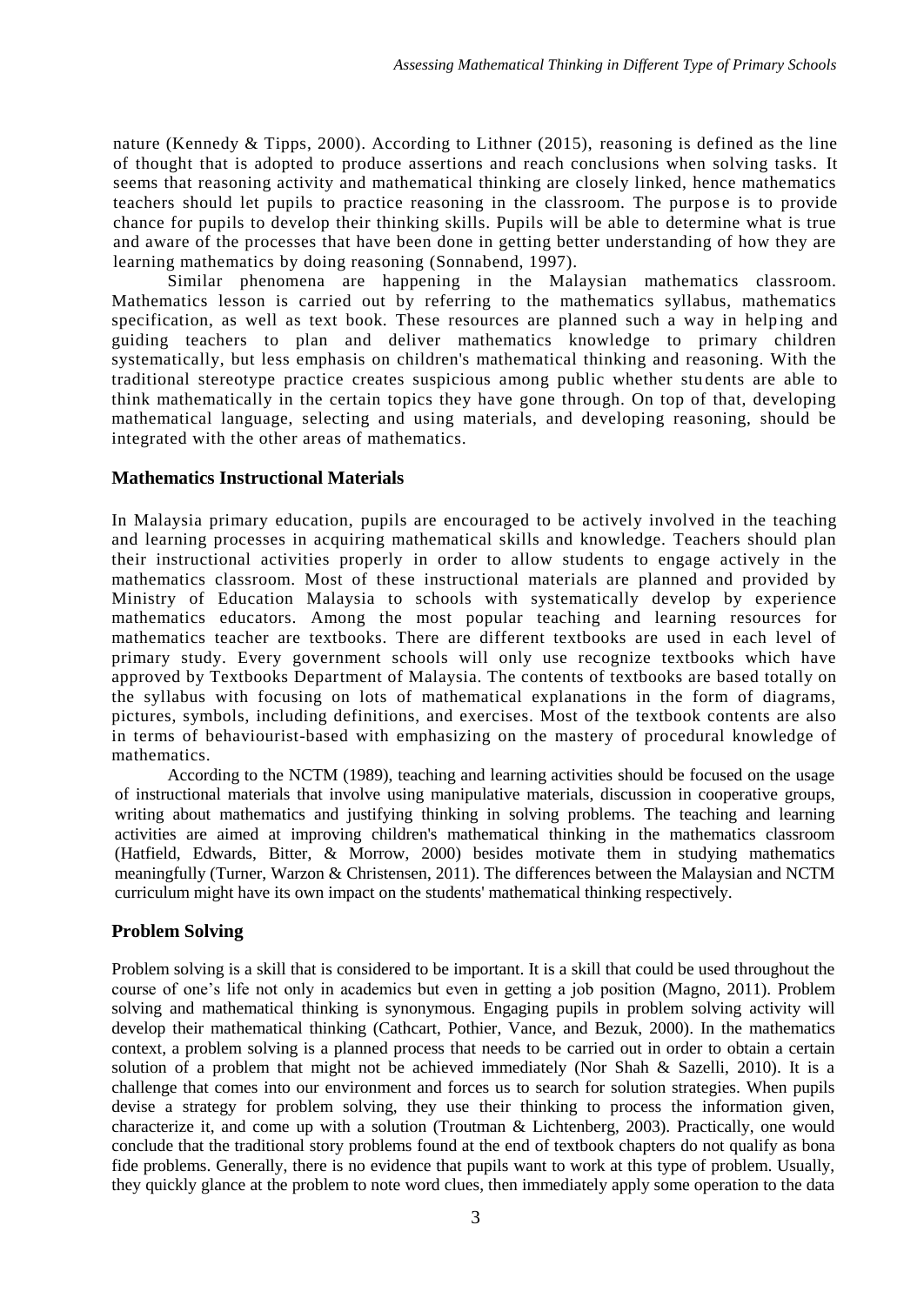nature (Kennedy & Tipps, 2000). According to Lithner (2015), reasoning is defined as the line of thought that is adopted to produce assertions and reach conclusions when solving tasks. It seems that reasoning activity and mathematical thinking are closely linked, hence mathematics teachers should let pupils to practice reasoning in the classroom. The purpose is to provide chance for pupils to develop their thinking skills. Pupils will be able to determine what is true and aware of the processes that have been done in getting better understanding of how they are learning mathematics by doing reasoning (Sonnabend, 1997).

Similar phenomena are happening in the Malaysian mathematics classroom. Mathematics lesson is carried out by referring to the mathematics syllabus, mathematics specification, as well as text book. These resources are planned such a way in helping and guiding teachers to plan and deliver mathematics knowledge to primary children systematically, but less emphasis on children's mathematical thinking and reasoning. With the traditional stereotype practice creates suspicious among public whether students are able to think mathematically in the certain topics they have gone through. On top of that, developing mathematical language, selecting and using materials, and developing reasoning, should be integrated with the other areas of mathematics.

### Mathematics Instructional Materials

In Malaysia primary education, pupils are encouraged to be actively involved in the teaching and learning processes in acquiring mathematical skills and knowledge. Teachers should plan their instructional activities properly in order to allow students to engage actively in the mathematics classroom. Most of these instructional materials are planned and provided by Ministry of Education Malaysia to schools with systematically develop by experience mathematics educators. Among the most popular teaching and learning resources for mathematics teacher are textbooks. There are different textbooks are used in each level of primary study. Every government schools will only use recognize textbooks which have approved by Textbooks Department of Malaysia. The contents of textbooks are based totally on the syllabus with focusing on lots of mathematical explanations in the form of diagrams, pictures, symbols, including definitions, and exercises. Most of the textbook contents are also in terms of behaviourist-based with emphasizing on the mastery of procedural knowledge of mathematics.

According to the NCTM (1989), teaching and learning activities should be focused on the usage of instructional materials that involve using manipulative materials, discussion in cooperative groups, writing about mathematics and justifying thinking in solving problems. The teaching and learning activities are aimed at improving children's mathematical thinking in the mathematics classroom (Hatfield, Edwards, Bitter, & Morrow, 2000) besides motivate them in studying mathematics meaningfully (Turner, Warzon & Christensen, 2011). The differences between the Malaysian and NCTM curriculum might have its own impact on the students' mathematical thinking respectively.

### Problem Solving

Problem solving is a skill that is considered to be important. It is a skill that could be used throughout the course of one's life not only in academics but even in getting a job position (Magno, 2011). Problem solving and mathematical thinking is synonymous. Engaging pupils in problem solving activity will develop their mathematical thinking (Cathcart, Pothier, Vance, and Bezuk, 2000). In the mathematics context, a problem solving is a planned process that needs to be carried out in order to obtain a certain solution of a problem that might not be achieved immediately (Nor Shah & Sazelli, 2010). It is a challenge that comes into our environment and forces us to search for solution strategies. When pupils devise a strategy for problem solving, they use their thinking to process the information given, characterize it, and come up with a solution (Troutman & Lichtenberg, 2003). Practically, one would conclude that the traditional story problems found at the end of textbook chapters do not qualify as bona fide problems. Generally, there is no evidence that pupils want to work at this type of problem. Usually, they quickly glance at the problem to note word clues, then immediately apply some operation to the data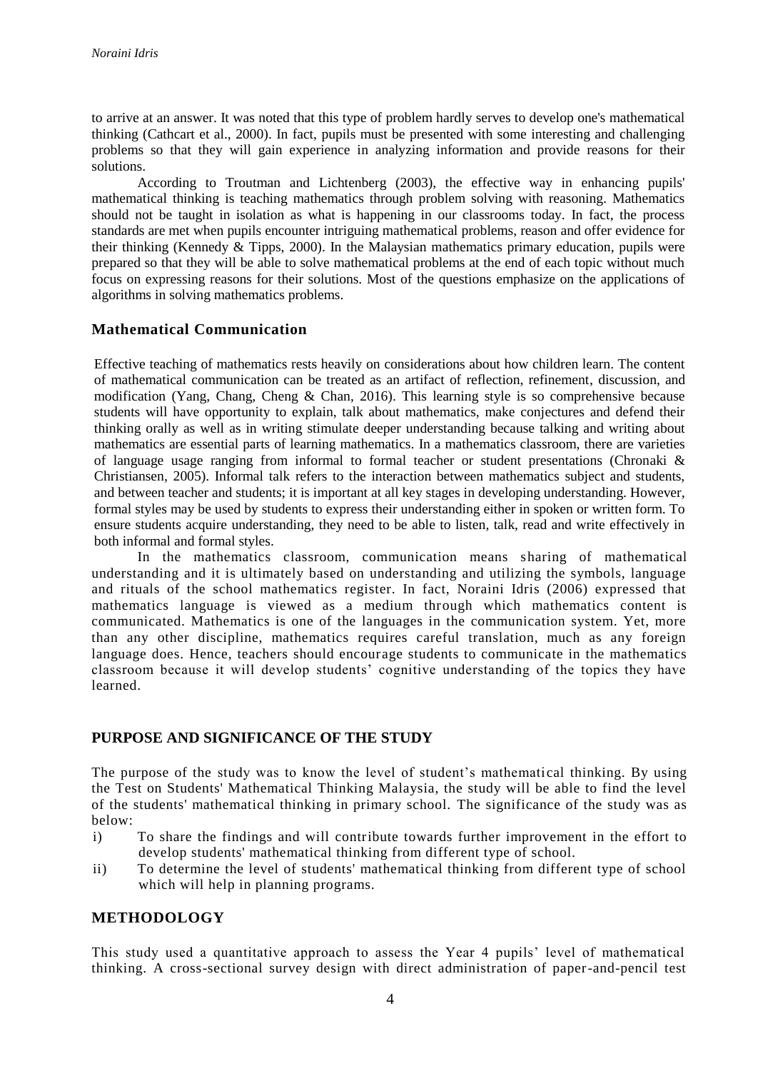to arrive at an answer. It was noted that this type of problem hardly serves to develop one's mathematical thinking (Cathcart et al., 2000). In fact, pupils must be presented with some interesting and challenging problems so that they will gain experience in analyzing information and provide reasons for their solutions.

According to Troutman and Lichtenberg (2003), the effective way in enhancing pupils' mathematical thinking is teaching mathematics through problem solving with reasoning. Mathematics should not be taught in isolation as what is happening in our classrooms today. In fact, the process standards are met when pupils encounter intriguing mathematical problems, reason and offer evidence for their thinking (Kennedy & Tipps, 2000). In the Malaysian mathematics primary education, pupils were prepared so that they will be able to solve mathematical problems at the end of each topic without much focus on expressing reasons for their solutions. Most of the questions emphasize on the applications of algorithms in solving mathematics problems.

## Mathematical Communication

Effective teaching of mathematics rests heavily on considerations about how children learn. The content of mathematical communication can be treated as an artifact of reflection, refinement, discussion, and modification (Yang, Chang, Cheng & Chan, 2016). This learning style is so comprehensive because students will have opportunity to explain, talk about mathematics, make conjectures and defend their thinking orally as well as in writing stimulate deeper understanding because talking and writing about mathematics are essential parts of learning mathematics. In a mathematics classroom, there are varieties of language usage ranging from informal to formal teacher or student presentations (Chronaki & Christiansen, 2005). Informal talk refers to the interaction between mathematics subject and students, and between teacher and students; it is important at all key stages in developing understanding. However, formal styles may be used by students to express their understanding either in spoken or written form. To ensure students acquire understanding, they need to be able to listen, talk, read and write effectively in both informal and formal styles.

In the mathematics classroom, communication means sharing of mathematical understanding and it is ultimately based on understanding and utilizing the symbols, language and rituals of the school mathematics register. In fact, Noraini Idris (2006) expressed that mathematics language is viewed as a medium through which mathematics content is communicated. Mathematics is one of the languages in the communication system. Yet, more than any other discipline, mathematics requires careful translation, much as any foreign language does. Hence, teachers should encourage students to communicate in the mathematics classroom because it will develop students' cognitive understanding of the topics they have learned.

## PURPOSE AND SIGNIFICANCE OF THE STUDY

The purpose of the study was to know the level of student's mathematical thinking. By using the Test on Students' Mathematical Thinking Malaysia, the study will be able to find the level of the students' mathematical thinking in primary school. The significance of the study was as below:

i) To share the findings and will contribute towards further improvement in the effort to develop students' mathematical thinking from different type of school.
ii) To determine the level of students' mathematical thinking from different type of school which will help in planning programs.

## METHODOLOGY

This study used a quantitative approach to assess the Year 4 pupils' level of mathematical thinking. A cross-sectional survey design with direct administration of paper-and-pencil test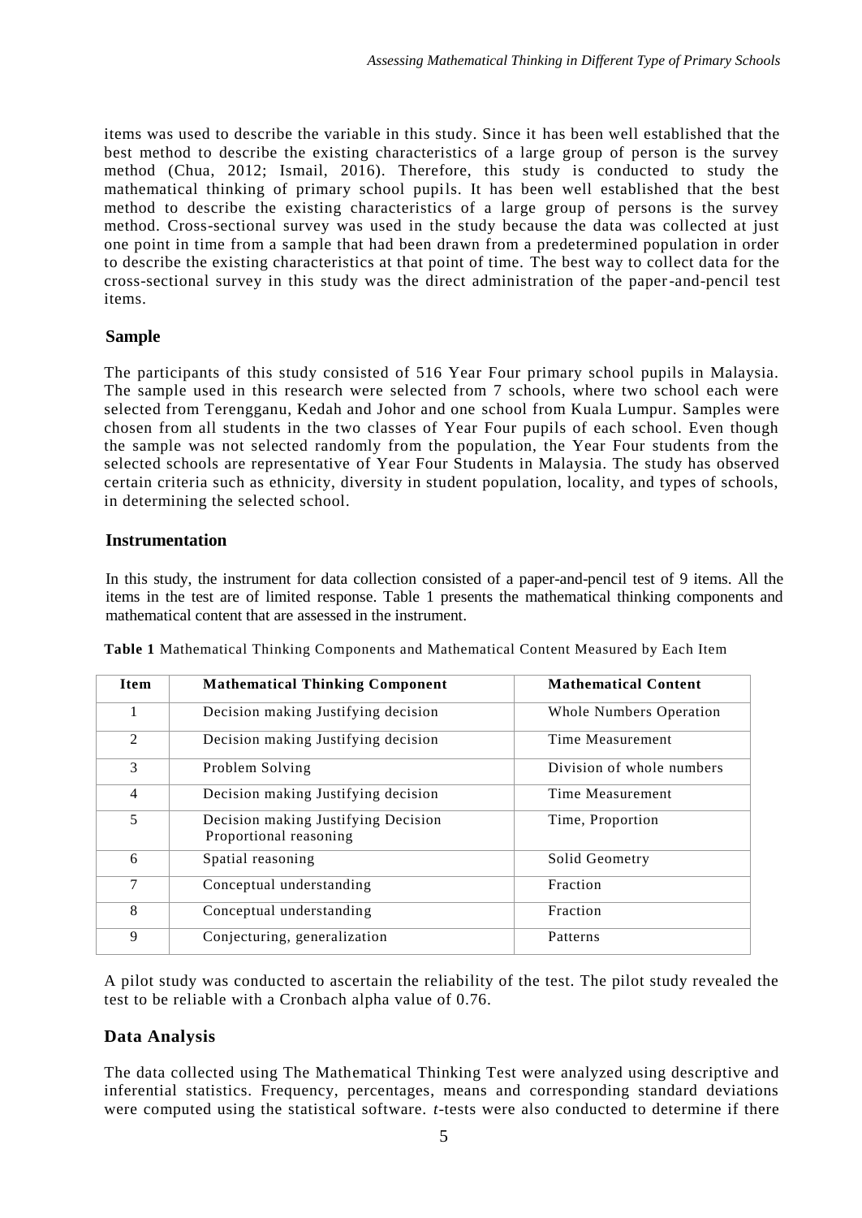items was used to describe the variable in this study. Since it has been well established that the best method to describe the existing characteristics of a large group of person is the survey method (Chua, 2012; Ismail, 2016). Therefore, this study is conducted to study the mathematical thinking of primary school pupils. It has been well established that the best method to describe the existing characteristics of a large group of persons is the survey method. Cross-sectional survey was used in the study because the data was collected at just one point in time from a sample that had been drawn from a predetermined population in order to describe the existing characteristics at that point of time. The best way to collect data for the cross-sectional survey in this study was the direct administration of the paper-and-pencil test items.

## Sample

The participants of this study consisted of 516 Year Four primary school pupils in Malaysia. The sample used in this research were selected from 7 schools, where two school each were selected from Terengganu, Kedah and Johor and one school from Kuala Lumpur. Samples were chosen from all students in the two classes of Year Four pupils of each school. Even though the sample was not selected randomly from the population, the Year Four students from the selected schools are representative of Year Four Students in Malaysia. The study has observed certain criteria such as ethnicity, diversity in student population, locality, and types of schools, in determining the selected school.

## Instrumentation

In this study, the instrument for data collection consisted of a paper-and-pencil test of 9 items. All the items in the test are of limited response. Table 1 presents the mathematical thinking components and mathematical content that are assessed in the instrument.

**Table 1** Mathematical Thinking Components and Mathematical Content Measured by Each Item

| Item | Mathematical Thinking Component | Mathematical Content |
|---|---|---|
| 1 | Decision making Justifying decision | Whole Numbers Operation |
| 2 | Decision making Justifying decision | Time Measurement |
| 3 | Problem Solving | Division of whole numbers |
| 4 | Decision making Justifying decision | Time Measurement |
| 5 | Decision making Justifying Decision Proportional reasoning | Time, Proportion |
| 6 | Spatial reasoning | Solid Geometry |
| 7 | Conceptual understanding | Fraction |
| 8 | Conceptual understanding | Fraction |
| 9 | Conjecturing, generalization | Patterns |

A pilot study was conducted to ascertain the reliability of the test. The pilot study revealed the test to be reliable with a Cronbach alpha value of 0.76.

## Data Analysis

The data collected using The Mathematical Thinking Test were analyzed using descriptive and inferential statistics. Frequency, percentages, means and corresponding standard deviations were computed using the statistical software. *t*-tests were also conducted to determine if there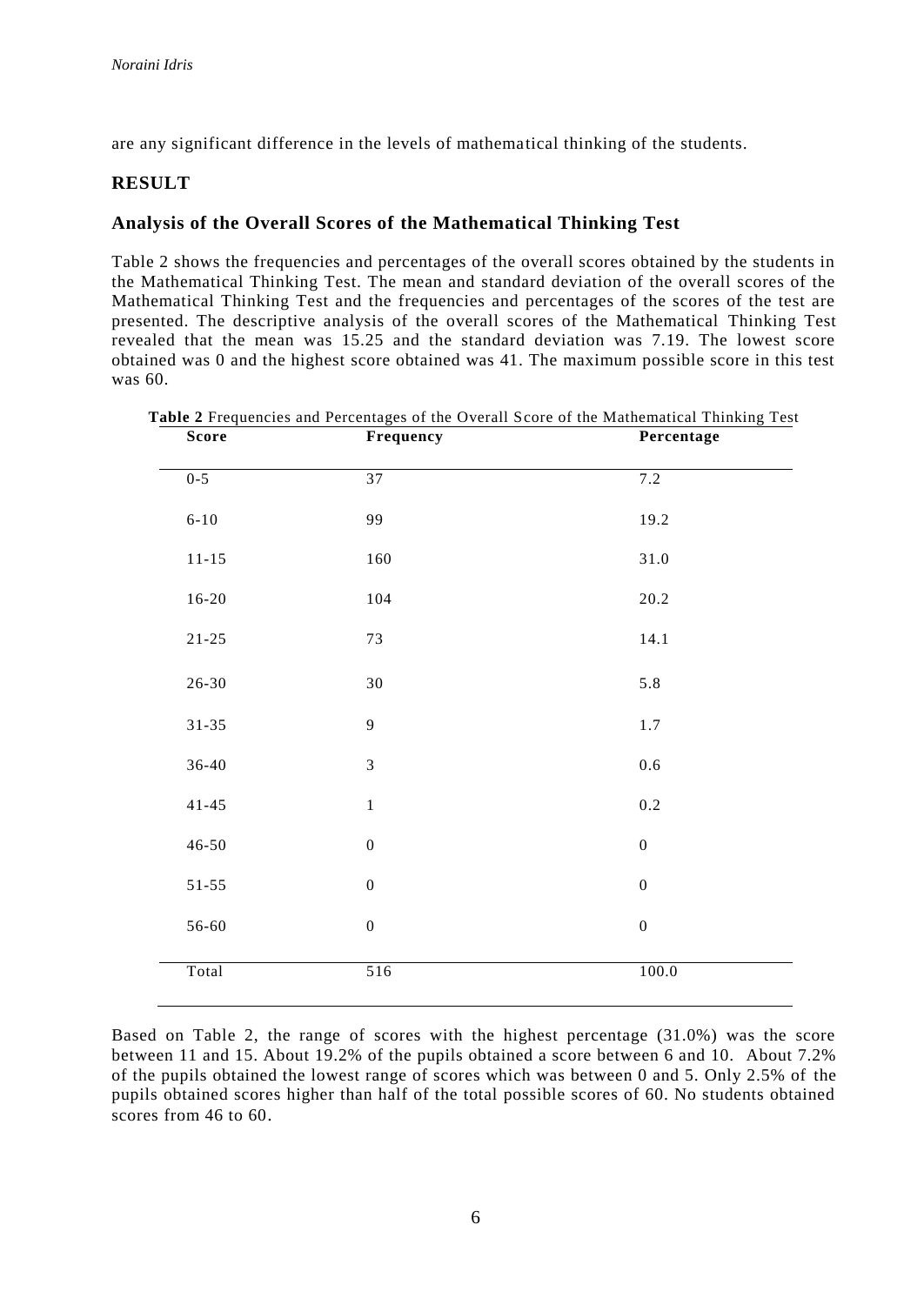are any significant difference in the levels of mathematical thinking of the students.

## RESULT

### Analysis of the Overall Scores of the Mathematical Thinking Test

Table 2 shows the frequencies and percentages of the overall scores obtained by the students in the Mathematical Thinking Test. The mean and standard deviation of the overall scores of the Mathematical Thinking Test and the frequencies and percentages of the scores of the test are presented. The descriptive analysis of the overall scores of the Mathematical Thinking Test revealed that the mean was 15.25 and the standard deviation was 7.19. The lowest score obtained was 0 and the highest score obtained was 41. The maximum possible score in this test was 60.

**Table 2** Frequencies and Percentages of the Overall Score of the Mathematical Thinking Test

| Score | Frequency | Percentage |
|---|---|---|
| 0-5 | 37 | 7.2 |
| 6-10 | 99 | 19.2 |
| 11-15 | 160 | 31.0 |
| 16-20 | 104 | 20.2 |
| 21-25 | 73 | 14.1 |
| 26-30 | 30 | 5.8 |
| 31-35 | 9 | 1.7 |
| 36-40 | 3 | 0.6 |
| 41-45 | 1 | 0.2 |
| 46-50 | 0 | 0 |
| 51-55 | 0 | 0 |
| 56-60 | 0 | 0 |
| Total | 516 | 100.0 |

Based on Table 2, the range of scores with the highest percentage (31.0%) was the score between 11 and 15. About 19.2% of the pupils obtained a score between 6 and 10. About 7.2% of the pupils obtained the lowest range of scores which was between 0 and 5. Only 2.5% of the pupils obtained scores higher than half of the total possible scores of 60. No students obtained scores from 46 to 60.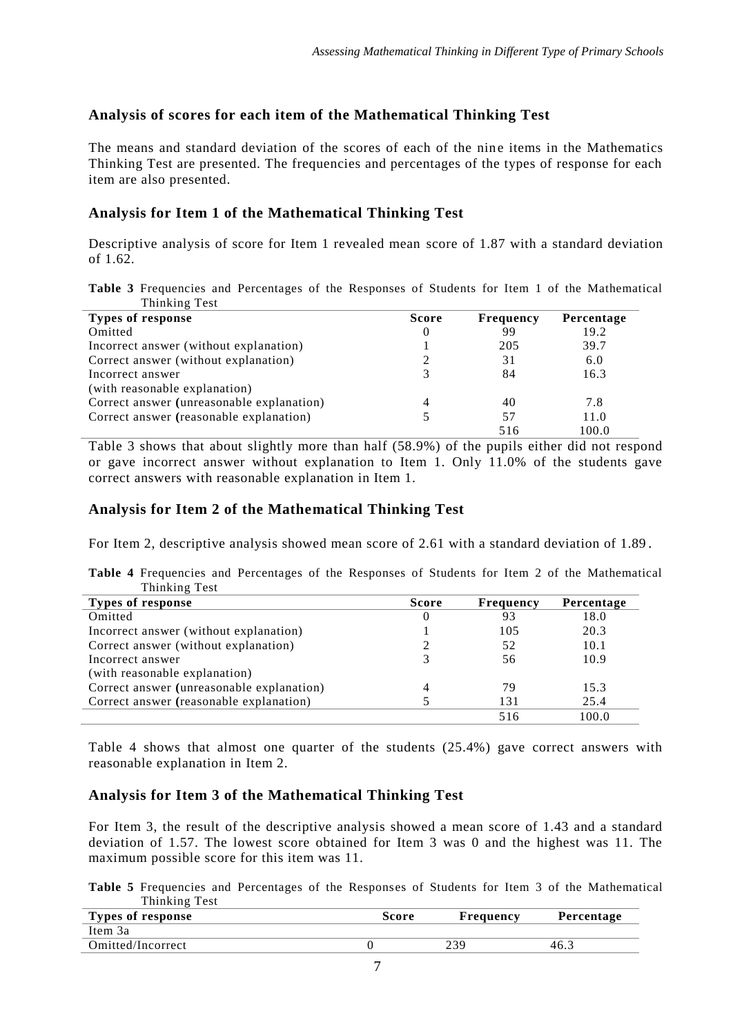## Analysis of scores for each item of the Mathematical Thinking Test

The means and standard deviation of the scores of each of the nine items in the Mathematics Thinking Test are presented. The frequencies and percentages of the types of response for each item are also presented.

## Analysis for Item 1 of the Mathematical Thinking Test

Descriptive analysis of score for Item 1 revealed mean score of 1.87 with a standard deviation of 1.62.

**Table 3** Frequencies and Percentages of the Responses of Students for Item 1 of the Mathematical Thinking Test

| Types of response | Score | Frequency | Percentage |
|---|---|---|---|
| Omitted | 0 | 99 | 19.2 |
| Incorrect answer (without explanation) | 1 | 205 | 39.7 |
| Correct answer (without explanation) | 2 | 31 | 6.0 |
| Incorrect answer (with reasonable explanation) | 3 | 84 | 16.3 |
| Correct answer (unreasonable explanation) | 4 | 40 | 7.8 |
| Correct answer (reasonable explanation) | 5 | 57 | 11.0 |
| | | 516 | 100.0 |

Table 3 shows that about slightly more than half (58.9%) of the pupils either did not respond or gave incorrect answer without explanation to Item 1. Only 11.0% of the students gave correct answers with reasonable explanation in Item 1.

## Analysis for Item 2 of the Mathematical Thinking Test

For Item 2, descriptive analysis showed mean score of 2.61 with a standard deviation of 1.89.

**Table 4** Frequencies and Percentages of the Responses of Students for Item 2 of the Mathematical Thinking Test

| Types of response | Score | Frequency | Percentage |
|---|---|---|---|
| Omitted | 0 | 93 | 18.0 |
| Incorrect answer (without explanation) | 1 | 105 | 20.3 |
| Correct answer (without explanation) | 2 | 52 | 10.1 |
| Incorrect answer (with reasonable explanation) | 3 | 56 | 10.9 |
| Correct answer (unreasonable explanation) | 4 | 79 | 15.3 |
| Correct answer (reasonable explanation) | 5 | 131 | 25.4 |
| | | 516 | 100.0 |

Table 4 shows that almost one quarter of the students (25.4%) gave correct answers with reasonable explanation in Item 2.

## Analysis for Item 3 of the Mathematical Thinking Test

For Item 3, the result of the descriptive analysis showed a mean score of 1.43 and a standard deviation of 1.57. The lowest score obtained for Item 3 was 0 and the highest was 11. The maximum possible score for this item was 11.

**Table 5** Frequencies and Percentages of the Responses of Students for Item 3 of the Mathematical Thinking Test

| Types of response | Score | Frequency | Percentage |
|---|---|---|---|
| Item 3a | | | |
| Omitted/Incorrect | 0 | 239 | 46.3 |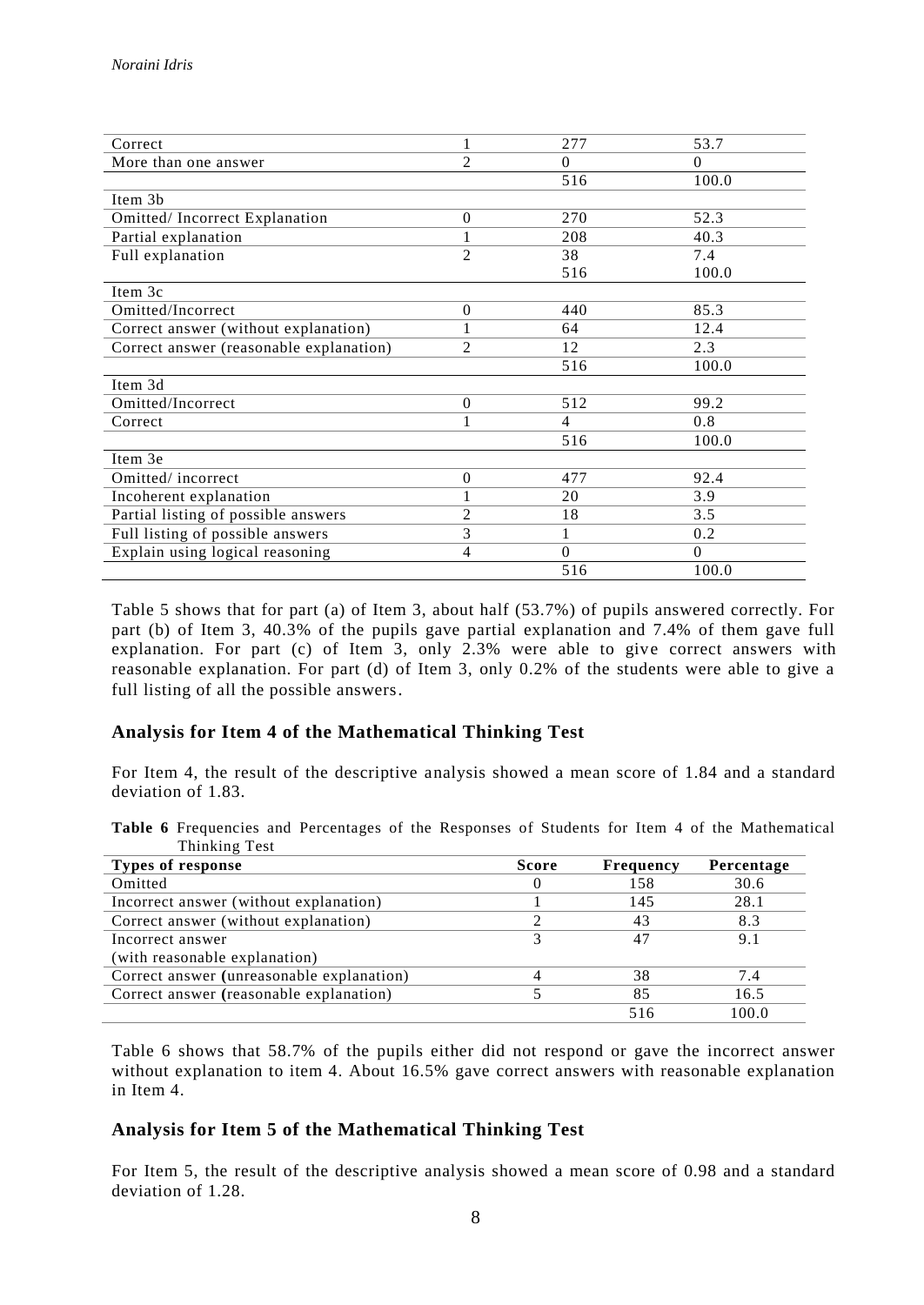| | | | |
|---|---|---|---|
| Correct | 1 | 277 | 53.7 |
| More than one answer | 2 | 0 | 0 |
| | | 516 | 100.0 |
| Item 3b | | | |
| Omitted/ Incorrect Explanation | 0 | 270 | 52.3 |
| Partial explanation | 1 | 208 | 40.3 |
| Full explanation | 2 | 38 | 7.4 |
| | | 516 | 100.0 |
| Item 3c | | | |
| Omitted/Incorrect | 0 | 440 | 85.3 |
| Correct answer (without explanation) | 1 | 64 | 12.4 |
| Correct answer (reasonable explanation) | 2 | 12 | 2.3 |
| | | 516 | 100.0 |
| Item 3d | | | |
| Omitted/Incorrect | 0 | 512 | 99.2 |
| Correct | 1 | 4 | 0.8 |
| | | 516 | 100.0 |
| Item 3e | | | |
| Omitted/ incorrect | 0 | 477 | 92.4 |
| Incoherent explanation | 1 | 20 | 3.9 |
| Partial listing of possible answers | 2 | 18 | 3.5 |
| Full listing of possible answers | 3 | 1 | 0.2 |
| Explain using logical reasoning | 4 | 0 | 0 |
| | | 516 | 100.0 |

Table 5 shows that for part (a) of Item 3, about half (53.7%) of pupils answered correctly. For part (b) of Item 3, 40.3% of the pupils gave partial explanation and 7.4% of them gave full explanation. For part (c) of Item 3, only 2.3% were able to give correct answers with reasonable explanation. For part (d) of Item 3, only 0.2% of the students were able to give a full listing of all the possible answers.

## Analysis for Item 4 of the Mathematical Thinking Test

For Item 4, the result of the descriptive analysis showed a mean score of 1.84 and a standard deviation of 1.83.

**Table 6** Frequencies and Percentages of the Responses of Students for Item 4 of the Mathematical Thinking Test

| Types of response | Score | Frequency | Percentage |
|---|---|---|---|
| Omitted | 0 | 158 | 30.6 |
| Incorrect answer (without explanation) | 1 | 145 | 28.1 |
| Correct answer (without explanation) | 2 | 43 | 8.3 |
| Incorrect answer (with reasonable explanation) | 3 | 47 | 9.1 |
| Correct answer (unreasonable explanation) | 4 | 38 | 7.4 |
| Correct answer (reasonable explanation) | 5 | 85 | 16.5 |
| | | 516 | 100.0 |

Table 6 shows that 58.7% of the pupils either did not respond or gave the incorrect answer without explanation to item 4. About 16.5% gave correct answers with reasonable explanation in Item 4.

## Analysis for Item 5 of the Mathematical Thinking Test

For Item 5, the result of the descriptive analysis showed a mean score of 0.98 and a standard deviation of 1.28.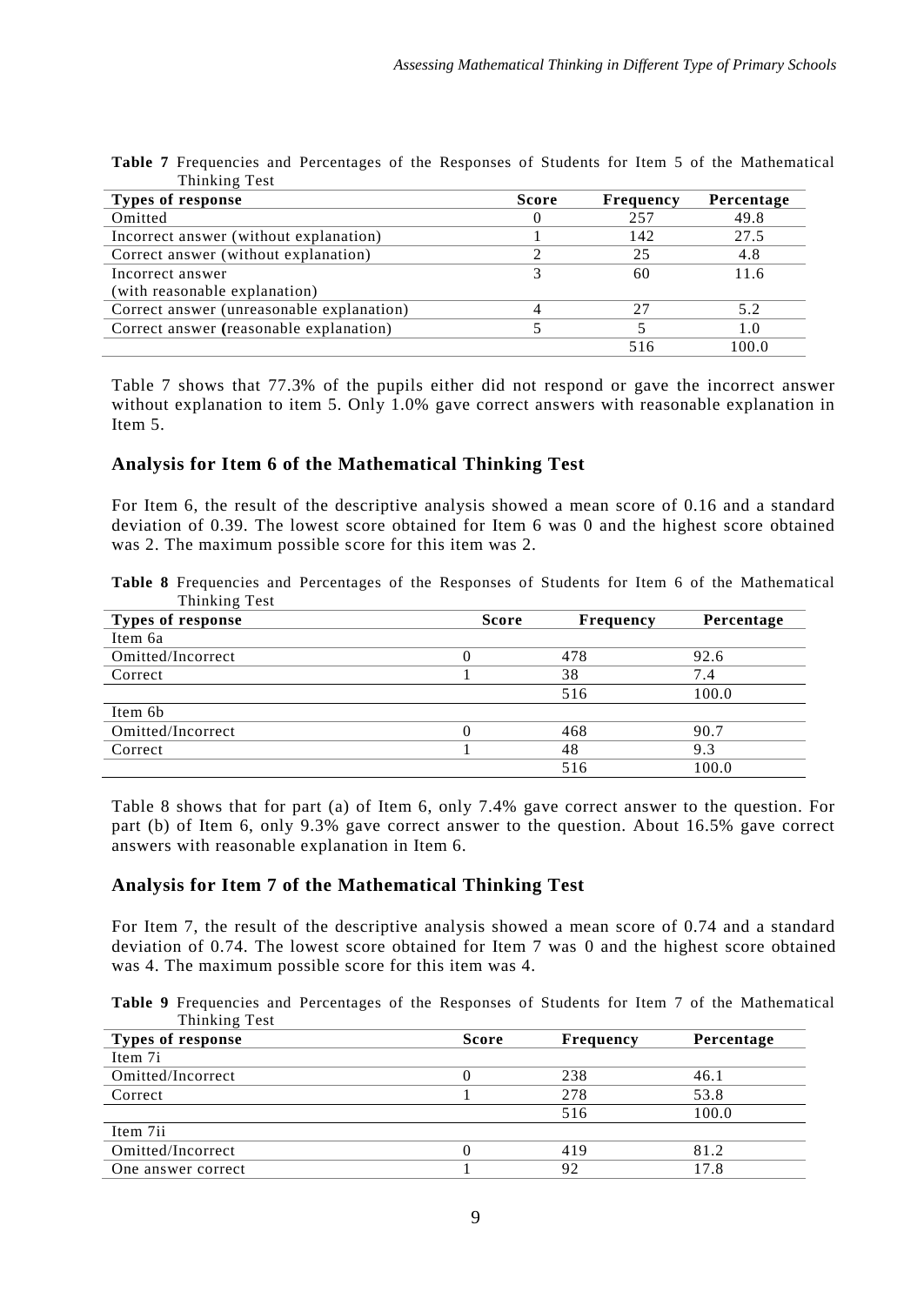**Table 7** Frequencies and Percentages of the Responses of Students for Item 5 of the Mathematical Thinking Test

| Types of response | Score | Frequency | Percentage |
|---|---|---|---|
| Omitted | 0 | 257 | 49.8 |
| Incorrect answer (without explanation) | 1 | 142 | 27.5 |
| Correct answer (without explanation) | 2 | 25 | 4.8 |
| Incorrect answer (with reasonable explanation) | 3 | 60 | 11.6 |
| Correct answer (unreasonable explanation) | 4 | 27 | 5.2 |
| Correct answer **(**reasonable explanation) | 5 | 5 | 1.0 |
| | | 516 | 100.0 |

Table 7 shows that 77.3% of the pupils either did not respond or gave the incorrect answer without explanation to item 5. Only 1.0% gave correct answers with reasonable explanation in Item 5.

## Analysis for Item 6 of the Mathematical Thinking Test

For Item 6, the result of the descriptive analysis showed a mean score of 0.16 and a standard deviation of 0.39. The lowest score obtained for Item 6 was 0 and the highest score obtained was 2. The maximum possible score for this item was 2.

**Table 8** Frequencies and Percentages of the Responses of Students for Item 6 of the Mathematical Thinking Test

| Types of response | Score | Frequency | Percentage |
|---|---|---|---|
| Item 6a | | | |
| Omitted/Incorrect | 0 | 478 | 92.6 |
| Correct | 1 | 38 | 7.4 |
| | | 516 | 100.0 |
| Item 6b | | | |
| Omitted/Incorrect | 0 | 468 | 90.7 |
| Correct | 1 | 48 | 9.3 |
| | | 516 | 100.0 |

Table 8 shows that for part (a) of Item 6, only 7.4% gave correct answer to the question. For part (b) of Item 6, only 9.3% gave correct answer to the question. About 16.5% gave correct answers with reasonable explanation in Item 6.

## Analysis for Item 7 of the Mathematical Thinking Test

For Item 7, the result of the descriptive analysis showed a mean score of 0.74 and a standard deviation of 0.74. The lowest score obtained for Item 7 was 0 and the highest score obtained was 4. The maximum possible score for this item was 4.

**Table 9** Frequencies and Percentages of the Responses of Students for Item 7 of the Mathematical Thinking Test

| Types of response | Score | Frequency | Percentage |
|---|---|---|---|
| Item 7i | | | |
| Omitted/Incorrect | 0 | 238 | 46.1 |
| Correct | 1 | 278 | 53.8 |
| | | 516 | 100.0 |
| Item 7ii | | | |
| Omitted/Incorrect | 0 | 419 | 81.2 |
| One answer correct | 1 | 92 | 17.8 |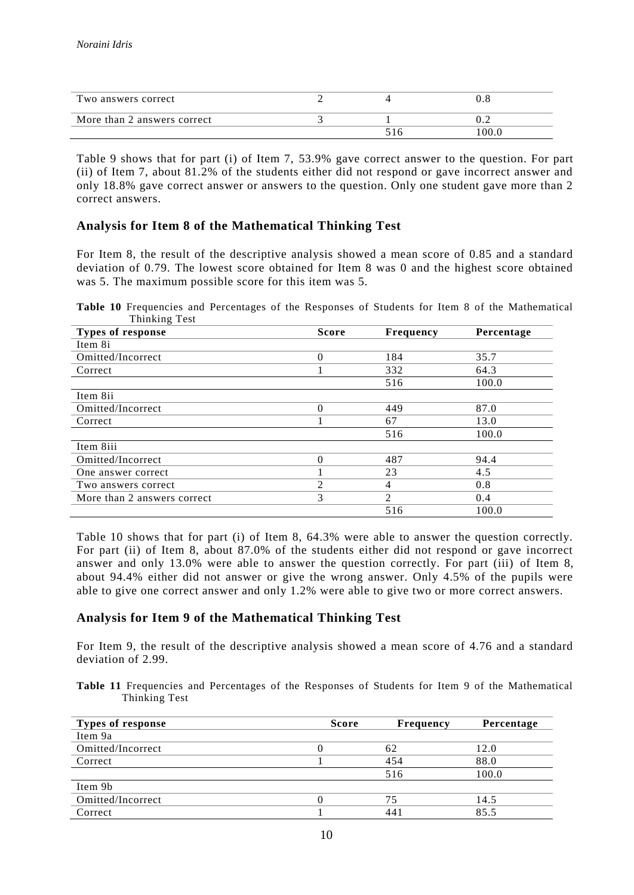| | | | |
|---|---|---|---|
| Two answers correct | 2 | 4 | 0.8 |
| More than 2 answers correct | 3 | 1 | 0.2 |
| | | 516 | 100.0 |

Table 9 shows that for part (i) of Item 7, 53.9% gave correct answer to the question. For part (ii) of Item 7, about 81.2% of the students either did not respond or gave incorrect answer and only 18.8% gave correct answer or answers to the question. Only one student gave more than 2 correct answers.

## Analysis for Item 8 of the Mathematical Thinking Test

For Item 8, the result of the descriptive analysis showed a mean score of 0.85 and a standard deviation of 0.79. The lowest score obtained for Item 8 was 0 and the highest score obtained was 5. The maximum possible score for this item was 5.

**Table 10** Frequencies and Percentages of the Responses of Students for Item 8 of the Mathematical Thinking Test

| Types of response | Score | Frequency | Percentage |
|---|---|---|---|
| Item 8i | | | |
| Omitted/Incorrect | 0 | 184 | 35.7 |
| Correct | 1 | 332 | 64.3 |
| | | 516 | 100.0 |
| Item 8ii | | | |
| Omitted/Incorrect | 0 | 449 | 87.0 |
| Correct | 1 | 67 | 13.0 |
| | | 516 | 100.0 |
| Item 8iii | | | |
| Omitted/Incorrect | 0 | 487 | 94.4 |
| One answer correct | 1 | 23 | 4.5 |
| Two answers correct | 2 | 4 | 0.8 |
| More than 2 answers correct | 3 | 2 | 0.4 |
| | | 516 | 100.0 |

Table 10 shows that for part (i) of Item 8, 64.3% were able to answer the question correctly. For part (ii) of Item 8, about 87.0% of the students either did not respond or gave incorrect answer and only 13.0% were able to answer the question correctly. For part (iii) of Item 8, about 94.4% either did not answer or give the wrong answer. Only 4.5% of the pupils were able to give one correct answer and only 1.2% were able to give two or more correct answers.

## Analysis for Item 9 of the Mathematical Thinking Test

For Item 9, the result of the descriptive analysis showed a mean score of 4.76 and a standard deviation of 2.99.

**Table 11** Frequencies and Percentages of the Responses of Students for Item 9 of the Mathematical Thinking Test

| Types of response | Score | Frequency | Percentage |
|---|---|---|---|
| Item 9a | | | |
| Omitted/Incorrect | 0 | 62 | 12.0 |
| Correct | 1 | 454 | 88.0 |
| | | 516 | 100.0 |
| Item 9b | | | |
| Omitted/Incorrect | 0 | 75 | 14.5 |
| Correct | 1 | 441 | 85.5 |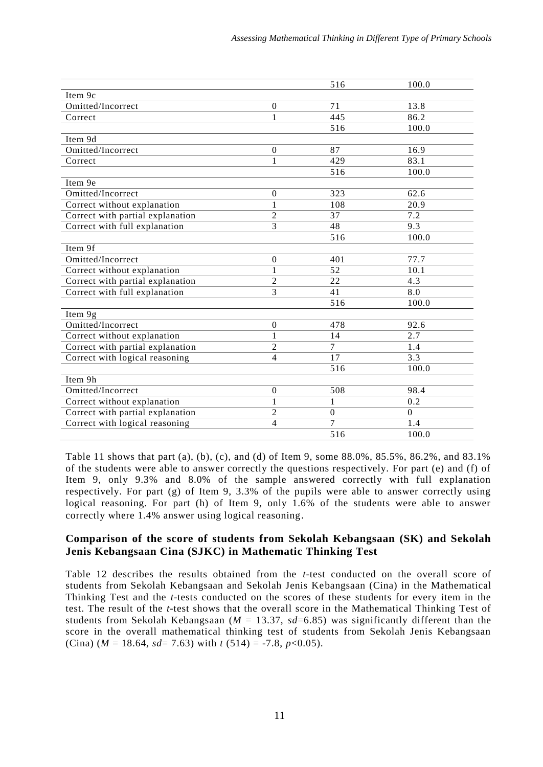| | | | |
|---|---|---|---|
| | | 516 | 100.0 |
| Item 9c | | | |
| Omitted/Incorrect | 0 | 71 | 13.8 |
| Correct | 1 | 445 | 86.2 |
| | | 516 | 100.0 |
| Item 9d | | | |
| Omitted/Incorrect | 0 | 87 | 16.9 |
| Correct | 1 | 429 | 83.1 |
| | | 516 | 100.0 |
| Item 9e | | | |
| Omitted/Incorrect | 0 | 323 | 62.6 |
| Correct without explanation | 1 | 108 | 20.9 |
| Correct with partial explanation | 2 | 37 | 7.2 |
| Correct with full explanation | 3 | 48 | 9.3 |
| | | 516 | 100.0 |
| Item 9f | | | |
| Omitted/Incorrect | 0 | 401 | 77.7 |
| Correct without explanation | 1 | 52 | 10.1 |
| Correct with partial explanation | 2 | 22 | 4.3 |
| Correct with full explanation | 3 | 41 | 8.0 |
| | | 516 | 100.0 |
| Item 9g | | | |
| Omitted/Incorrect | 0 | 478 | 92.6 |
| Correct without explanation | 1 | 14 | 2.7 |
| Correct with partial explanation | 2 | 7 | 1.4 |
| Correct with logical reasoning | 4 | 17 | 3.3 |
| | | 516 | 100.0 |
| Item 9h | | | |
| Omitted/Incorrect | 0 | 508 | 98.4 |
| Correct without explanation | 1 | 1 | 0.2 |
| Correct with partial explanation | 2 | 0 | 0 |
| Correct with logical reasoning | 4 | 7 | 1.4 |
| | | 516 | 100.0 |

Table 11 shows that part (a), (b), (c), and (d) of Item 9, some 88.0%, 85.5%, 86.2%, and 83.1% of the students were able to answer correctly the questions respectively. For part (e) and (f) of Item 9, only 9.3% and 8.0% of the sample answered correctly with full explanation respectively. For part (g) of Item 9, 3.3% of the pupils were able to answer correctly using logical reasoning. For part (h) of Item 9, only 1.6% of the students were able to answer correctly where 1.4% answer using logical reasoning.

### Comparison of the score of students from Sekolah Kebangsaan (SK) and Sekolah Jenis Kebangsaan Cina (SJKC) in Mathematic Thinking Test

Table 12 describes the results obtained from the *t*-test conducted on the overall score of students from Sekolah Kebangsaan and Sekolah Jenis Kebangsaan (Cina) in the Mathematical Thinking Test and the *t*-tests conducted on the scores of these students for every item in the test. The result of the *t*-test shows that the overall score in the Mathematical Thinking Test of students from Sekolah Kebangsaan ($M$ = 13.37, $sd$=6.85) was significantly different than the score in the overall mathematical thinking test of students from Sekolah Jenis Kebangsaan (Cina) ($M$ = 18.64, $sd$= 7.63) with $t$ (514) = -7.8, $p$<0.05).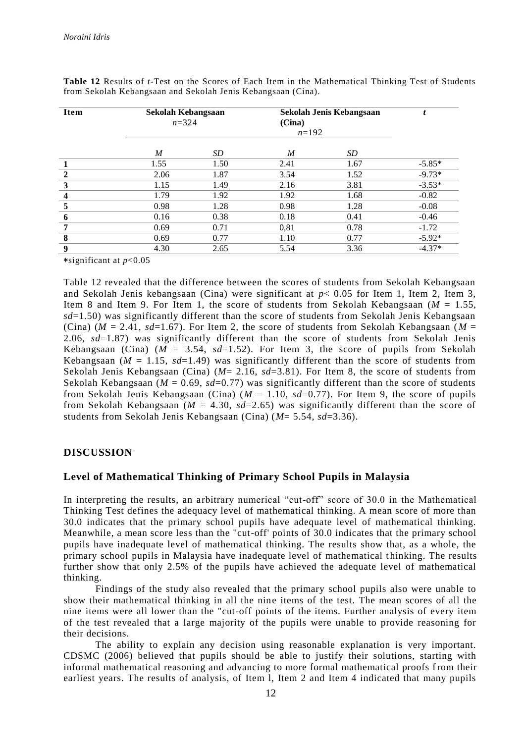**Table 12** Results of *t*-Test on the Scores of Each Item in the Mathematical Thinking Test of Students from Sekolah Kebangsaan and Sekolah Jenis Kebangsaan (Cina).

| Item | Sekolah Kebangsaan $n$=324 | | Sekolah Jenis Kebangsaan (Cina) $n$=192 | | *t* |
|---|---|---|---|---|---|
| | *M* | *SD* | *M* | *SD* | |
| **1** | 1.55 | 1.50 | 2.41 | 1.67 | -5.85* |
| **2** | 2.06 | 1.87 | 3.54 | 1.52 | -9.73* |
| **3** | 1.15 | 1.49 | 2.16 | 3.81 | -3.53* |
| **4** | 1.79 | 1.92 | 1.92 | 1.68 | -0.82 |
| **5** | 0.98 | 1.28 | 0.98 | 1.28 | -0.08 |
| **6** | 0.16 | 0.38 | 0.18 | 0.41 | -0.46 |
| **7** | 0.69 | 0.71 | 0,81 | 0.78 | -1.72 |
| **8** | 0.69 | 0.77 | 1.10 | 0.77 | -5.92* |
| **9** | 4.30 | 2.65 | 5.54 | 3.36 | -4.37* |

*significant at $p$<0.05

Table 12 revealed that the difference between the scores of students from Sekolah Kebangsaan and Sekolah Jenis kebangsaan (Cina) were significant at $p$< 0.05 for Item 1, Item 2, Item 3, Item 8 and Item 9. For Item 1, the score of students from Sekolah Kebangsaan ($M$ = 1.55, $sd$=1.50) was significantly different than the score of students from Sekolah Jenis Kebangsaan (Cina) ($M$ = 2.41, $sd$=1.67). For Item 2, the score of students from Sekolah Kebangsaan ($M$ = 2.06, $sd$=1.87) was significantly different than the score of students from Sekolah Jenis Kebangsaan (Cina) ($M$ = 3.54, $sd$=1.52). For Item 3, the score of pupils from Sekolah Kebangsaan ($M$ = 1.15, $sd$=1.49) was significantly different than the score of students from Sekolah Jenis Kebangsaan (Cina) ($M$= 2.16, $sd$=3.81). For Item 8, the score of students from Sekolah Kebangsaan ($M$ = 0.69, $sd$=0.77) was significantly different than the score of students from Sekolah Jenis Kebangsaan (Cina) ($M$ = 1.10, $sd$=0.77). For Item 9, the score of pupils from Sekolah Kebangsaan ($M$ = 4.30, $sd$=2.65) was significantly different than the score of students from Sekolah Jenis Kebangsaan (Cina) ($M$= 5.54, $sd$=3.36).

## DISCUSSION

### Level of Mathematical Thinking of Primary School Pupils in Malaysia

In interpreting the results, an arbitrary numerical "cut-off" score of 30.0 in the Mathematical Thinking Test defines the adequacy level of mathematical thinking. A mean score of more than 30.0 indicates that the primary school pupils have adequate level of mathematical thinking. Meanwhile, a mean score less than the "cut-off' points of 30.0 indicates that the primary school pupils have inadequate level of mathematical thinking. The results show that, as a whole, the primary school pupils in Malaysia have inadequate level of mathematical thinking. The results further show that only 2.5% of the pupils have achieved the adequate level of mathematical thinking.

Findings of the study also revealed that the primary school pupils also were unable to show their mathematical thinking in all the nine items of the test. The mean scores of all the nine items were all lower than the "cut-off points of the items. Further analysis of every item of the test revealed that a large majority of the pupils were unable to provide reasoning for their decisions.

The ability to explain any decision using reasonable explanation is very important. CDSMC (2006) believed that pupils should be able to justify their solutions, starting with informal mathematical reasoning and advancing to more formal mathematical proofs from their earliest years. The results of analysis, of Item l, Item 2 and Item 4 indicated that many pupils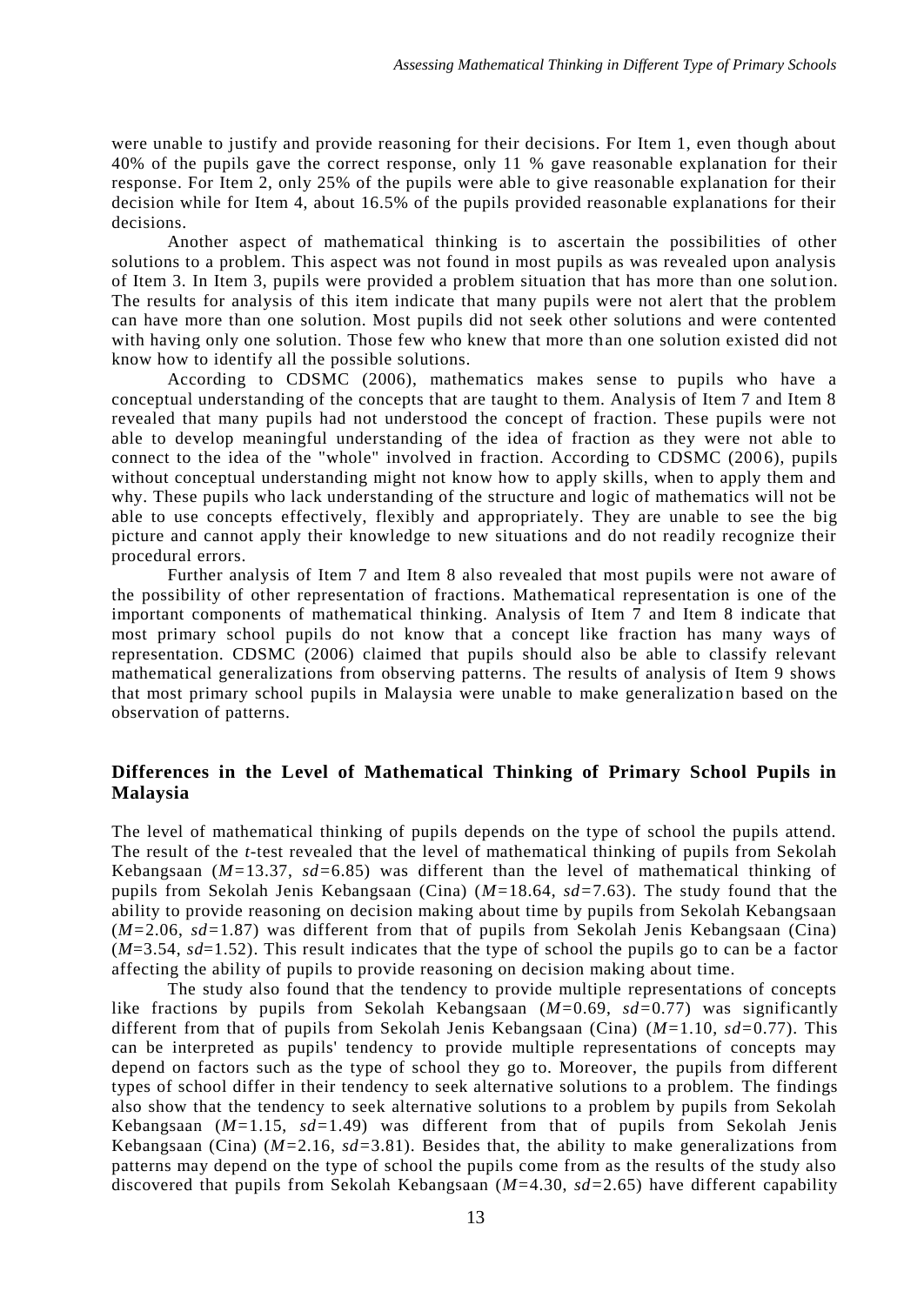were unable to justify and provide reasoning for their decisions. For Item 1, even though about 40% of the pupils gave the correct response, only 11 % gave reasonable explanation for their response. For Item 2, only 25% of the pupils were able to give reasonable explanation for their decision while for Item 4, about 16.5% of the pupils provided reasonable explanations for their decisions.

Another aspect of mathematical thinking is to ascertain the possibilities of other solutions to a problem. This aspect was not found in most pupils as was revealed upon analysis of Item 3. In Item 3, pupils were provided a problem situation that has more than one solution. The results for analysis of this item indicate that many pupils were not alert that the problem can have more than one solution. Most pupils did not seek other solutions and were contented with having only one solution. Those few who knew that more than one solution existed did not know how to identify all the possible solutions.

According to CDSMC (2006), mathematics makes sense to pupils who have a conceptual understanding of the concepts that are taught to them. Analysis of Item 7 and Item 8 revealed that many pupils had not understood the concept of fraction. These pupils were not able to develop meaningful understanding of the idea of fraction as they were not able to connect to the idea of the "whole" involved in fraction. According to CDSMC (2006), pupils without conceptual understanding might not know how to apply skills, when to apply them and why. These pupils who lack understanding of the structure and logic of mathematics will not be able to use concepts effectively, flexibly and appropriately. They are unable to see the big picture and cannot apply their knowledge to new situations and do not readily recognize their procedural errors.

Further analysis of Item 7 and Item 8 also revealed that most pupils were not aware of the possibility of other representation of fractions. Mathematical representation is one of the important components of mathematical thinking. Analysis of Item 7 and Item 8 indicate that most primary school pupils do not know that a concept like fraction has many ways of representation. CDSMC (2006) claimed that pupils should also be able to classify relevant mathematical generalizations from observing patterns. The results of analysis of Item 9 shows that most primary school pupils in Malaysia were unable to make generalization based on the observation of patterns.

## Differences in the Level of Mathematical Thinking of Primary School Pupils in Malaysia

The level of mathematical thinking of pupils depends on the type of school the pupils attend. The result of the *t*-test revealed that the level of mathematical thinking of pupils from Sekolah Kebangsaan ($M$=13.37, $sd$=6.85) was different than the level of mathematical thinking of pupils from Sekolah Jenis Kebangsaan (Cina) ($M$=18.64, $sd$=7.63). The study found that the ability to provide reasoning on decision making about time by pupils from Sekolah Kebangsaan ($M$=2.06, $sd$=1.87) was different from that of pupils from Sekolah Jenis Kebangsaan (Cina) ($M$=3.54, $sd$=1.52). This result indicates that the type of school the pupils go to can be a factor affecting the ability of pupils to provide reasoning on decision making about time.

The study also found that the tendency to provide multiple representations of concepts like fractions by pupils from Sekolah Kebangsaan ($M$=0.69, $sd$=0.77) was significantly different from that of pupils from Sekolah Jenis Kebangsaan (Cina) ($M$=1.10, $sd$=0.77). This can be interpreted as pupils' tendency to provide multiple representations of concepts may depend on factors such as the type of school they go to. Moreover, the pupils from different types of school differ in their tendency to seek alternative solutions to a problem. The findings also show that the tendency to seek alternative solutions to a problem by pupils from Sekolah Kebangsaan ($M$=1.15, $sd$=1.49) was different from that of pupils from Sekolah Jenis Kebangsaan (Cina) ($M$=2.16, $sd$=3.81). Besides that, the ability to make generalizations from patterns may depend on the type of school the pupils come from as the results of the study also discovered that pupils from Sekolah Kebangsaan ($M$=4.30, $sd$=2.65) have different capability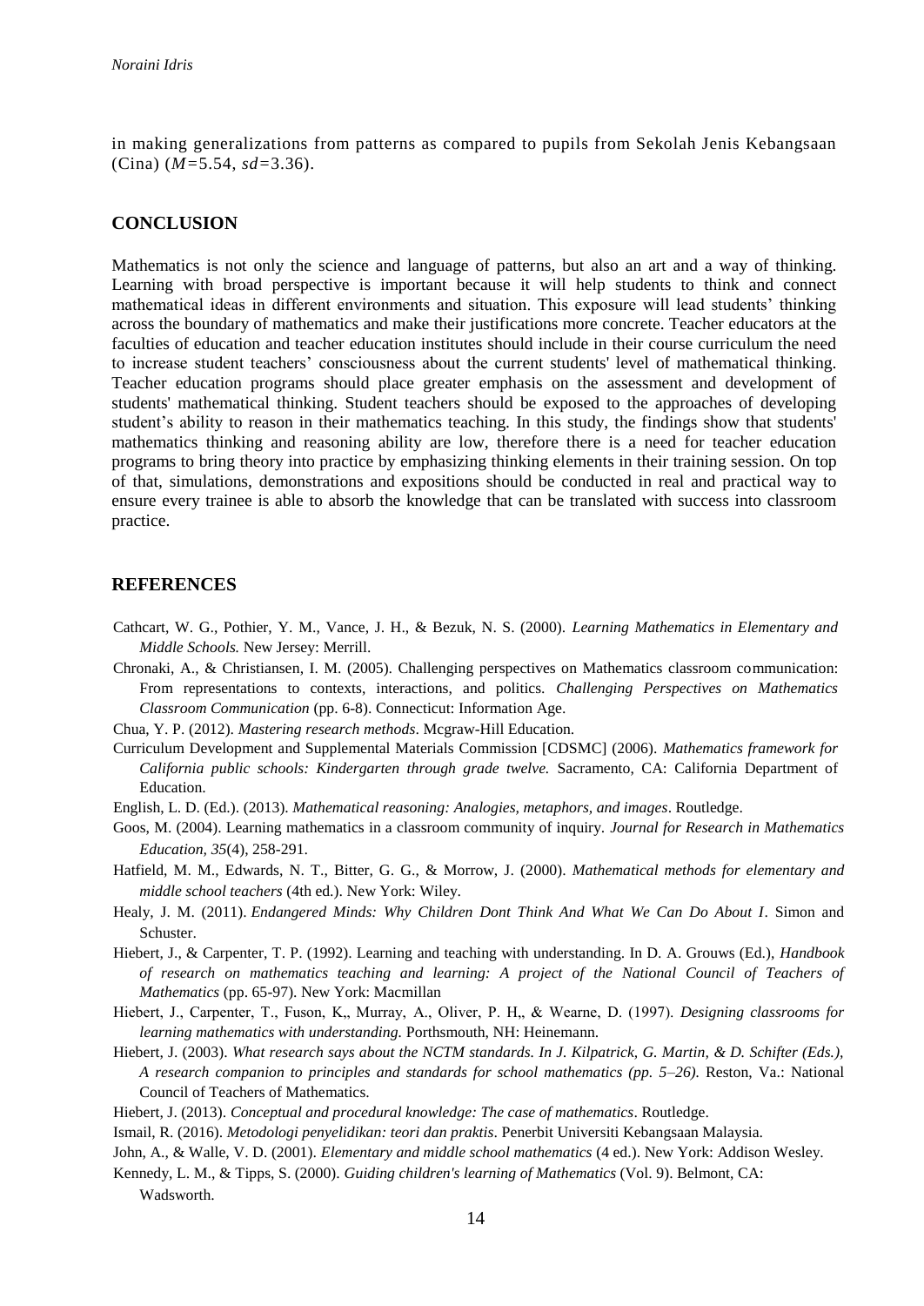in making generalizations from patterns as compared to pupils from Sekolah Jenis Kebangsaan (Cina) ($M$=5.54, $sd$=3.36).

## CONCLUSION

Mathematics is not only the science and language of patterns, but also an art and a way of thinking. Learning with broad perspective is important because it will help students to think and connect mathematical ideas in different environments and situation. This exposure will lead students' thinking across the boundary of mathematics and make their justifications more concrete. Teacher educators at the faculties of education and teacher education institutes should include in their course curriculum the need to increase student teachers' consciousness about the current students' level of mathematical thinking. Teacher education programs should place greater emphasis on the assessment and development of students' mathematical thinking. Student teachers should be exposed to the approaches of developing student's ability to reason in their mathematics teaching. In this study, the findings show that students' mathematics thinking and reasoning ability are low, therefore there is a need for teacher education programs to bring theory into practice by emphasizing thinking elements in their training session. On top of that, simulations, demonstrations and expositions should be conducted in real and practical way to ensure every trainee is able to absorb the knowledge that can be translated with success into classroom practice.

## REFERENCES

Cathcart, W. G., Pothier, Y. M., Vance, J. H., & Bezuk, N. S. (2000). *Learning Mathematics in Elementary and Middle Schools.* New Jersey: Merrill.

Chronaki, A., & Christiansen, I. M. (2005). Challenging perspectives on Mathematics classroom communication: From representations to contexts, interactions, and politics. *Challenging Perspectives on Mathematics Classroom Communication* (pp. 6-8). Connecticut: Information Age.

Chua, Y. P. (2012). *Mastering research methods*. Mcgraw-Hill Education.

Curriculum Development and Supplemental Materials Commission [CDSMC] (2006). *Mathematics framework for California public schools: Kindergarten through grade twelve.* Sacramento, CA: California Department of Education.

English, L. D. (Ed.). (2013). *Mathematical reasoning: Analogies, metaphors, and images*. Routledge.

Goos, M. (2004). Learning mathematics in a classroom community of inquiry. *Journal for Research in Mathematics Education, 35*(4), 258-291.

Hatfield, M. M., Edwards, N. T., Bitter, G. G., & Morrow, J. (2000). *Mathematical methods for elementary and middle school teachers* (4th ed.). New York: Wiley.

Healy, J. M. (2011). *Endangered Minds: Why Children Dont Think And What We Can Do About I*. Simon and Schuster.

Hiebert, J., & Carpenter, T. P. (1992). Learning and teaching with understanding. In D. A. Grouws (Ed.), *Handbook of research on mathematics teaching and learning: A project of the National Council of Teachers of Mathematics* (pp. 65-97). New York: Macmillan

Hiebert, J., Carpenter, T., Fuson, K,, Murray, A., Oliver, P. H,, & Wearne, D. (1997). *Designing classrooms for learning mathematics with understanding.* Porthsmouth, NH: Heinemann.

Hiebert, J. (2003). *What research says about the NCTM standards. In J. Kilpatrick, G. Martin, & D. Schifter (Eds.), A research companion to principles and standards for school mathematics (pp. 5–26).* Reston, Va.: National Council of Teachers of Mathematics.

Hiebert, J. (2013). *Conceptual and procedural knowledge: The case of mathematics*. Routledge.

Ismail, R. (2016). *Metodologi penyelidikan: teori dan praktis*. Penerbit Universiti Kebangsaan Malaysia.

John, A., & Walle, V. D. (2001). *Elementary and middle school mathematics* (4 ed.). New York: Addison Wesley.

Kennedy, L. M., & Tipps, S. (2000). *Guiding children's learning of Mathematics* (Vol. 9). Belmont, CA: Wadsworth.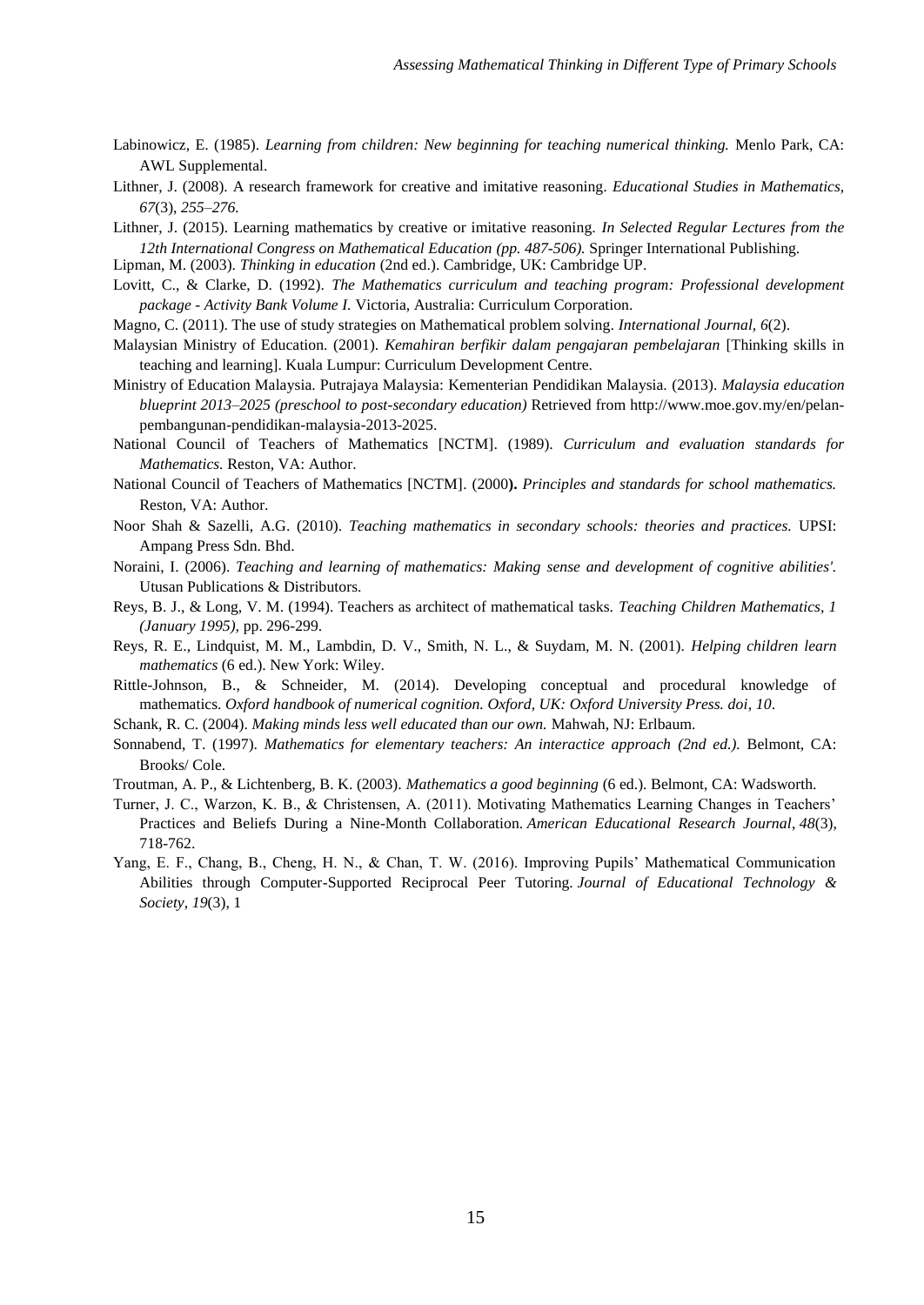Labinowicz, E. (1985). *Learning from children: New beginning for teaching numerical thinking.* Menlo Park, CA: AWL Supplemental.

Lithner, J. (2008). A research framework for creative and imitative reasoning. *Educational Studies in Mathematics, 67*(3), *255–276.*

Lithner, J. (2015). Learning mathematics by creative or imitative reasoning. *In Selected Regular Lectures from the 12th International Congress on Mathematical Education (pp. 487-506).* Springer International Publishing.

Lipman, M. (2003). *Thinking in education* (2nd ed.). Cambridge, UK: Cambridge UP.

Lovitt, C., & Clarke, D. (1992). *The Mathematics curriculum and teaching program: Professional development package - Activity Bank Volume I.* Victoria, Australia: Curriculum Corporation.

Magno, C. (2011). The use of study strategies on Mathematical problem solving. *International Journal, 6*(2).

Malaysian Ministry of Education. (2001). *Kemahiran berfikir dalam pengajaran pembelajaran* [Thinking skills in teaching and learning]. Kuala Lumpur: Curriculum Development Centre.

Ministry of Education Malaysia. Putrajaya Malaysia: Kementerian Pendidikan Malaysia. (2013). *Malaysia education blueprint 2013–2025 (preschool to post-secondary education)* Retrieved from http://www.moe.gov.my/en/pelan-pembangunan-pendidikan-malaysia-2013-2025.

National Council of Teachers of Mathematics [NCTM]. (1989). *Curriculum and evaluation standards for Mathematics.* Reston, VA: Author.

National Council of Teachers of Mathematics [NCTM]. (2000**).** *Principles and standards for school mathematics.* Reston, VA: Author.

Noor Shah & Sazelli, A.G. (2010). *Teaching mathematics in secondary schools: theories and practices.* UPSI: Ampang Press Sdn. Bhd.

Noraini, I. (2006). *Teaching and learning of mathematics: Making sense and development of cognitive abilities'.* Utusan Publications & Distributors.

Reys, B. J., & Long, V. M. (1994). Teachers as architect of mathematical tasks. *Teaching Children Mathematics, 1 (January 1995),* pp. 296-299.

Reys, R. E., Lindquist, M. M., Lambdin, D. V., Smith, N. L., & Suydam, M. N. (2001). *Helping children learn mathematics* (6 ed.). New York: Wiley.

Rittle-Johnson, B., & Schneider, M. (2014). Developing conceptual and procedural knowledge of mathematics. *Oxford handbook of numerical cognition. Oxford, UK: Oxford University Press. doi, 10*.

Schank, R. C. (2004). *Making minds less well educated than our own.* Mahwah, NJ: Erlbaum.

Sonnabend, T. (1997). *Mathematics for elementary teachers: An interactice approach (2nd ed.).* Belmont, CA: Brooks/ Cole.

Troutman, A. P., & Lichtenberg, B. K. (2003). *Mathematics a good beginning* (6 ed.). Belmont, CA: Wadsworth.

Turner, J. C., Warzon, K. B., & Christensen, A. (2011). Motivating Mathematics Learning Changes in Teachers' Practices and Beliefs During a Nine-Month Collaboration. *American Educational Research Journal*, *48*(3), 718-762.

Yang, E. F., Chang, B., Cheng, H. N., & Chan, T. W. (2016). Improving Pupils' Mathematical Communication Abilities through Computer-Supported Reciprocal Peer Tutoring. *Journal of Educational Technology & Society*, *19*(3), 1